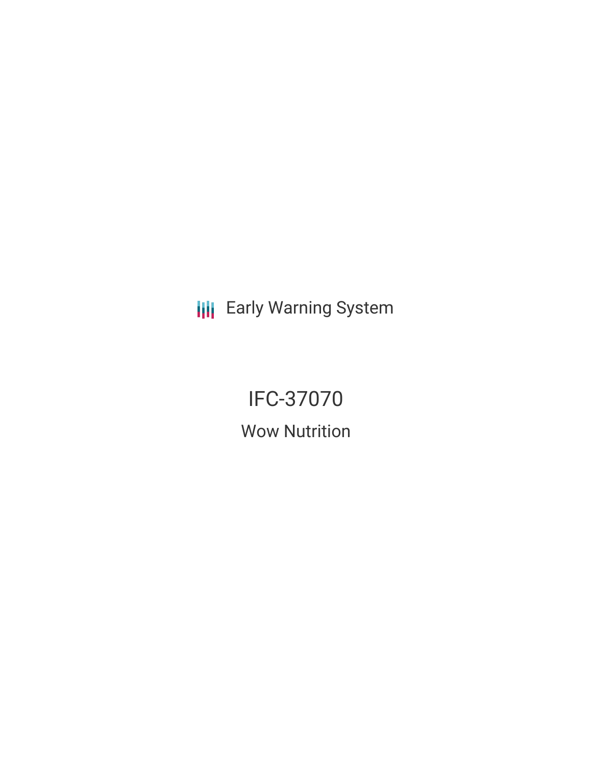Early Warning System

# IFC-37070

## Wow Nutrition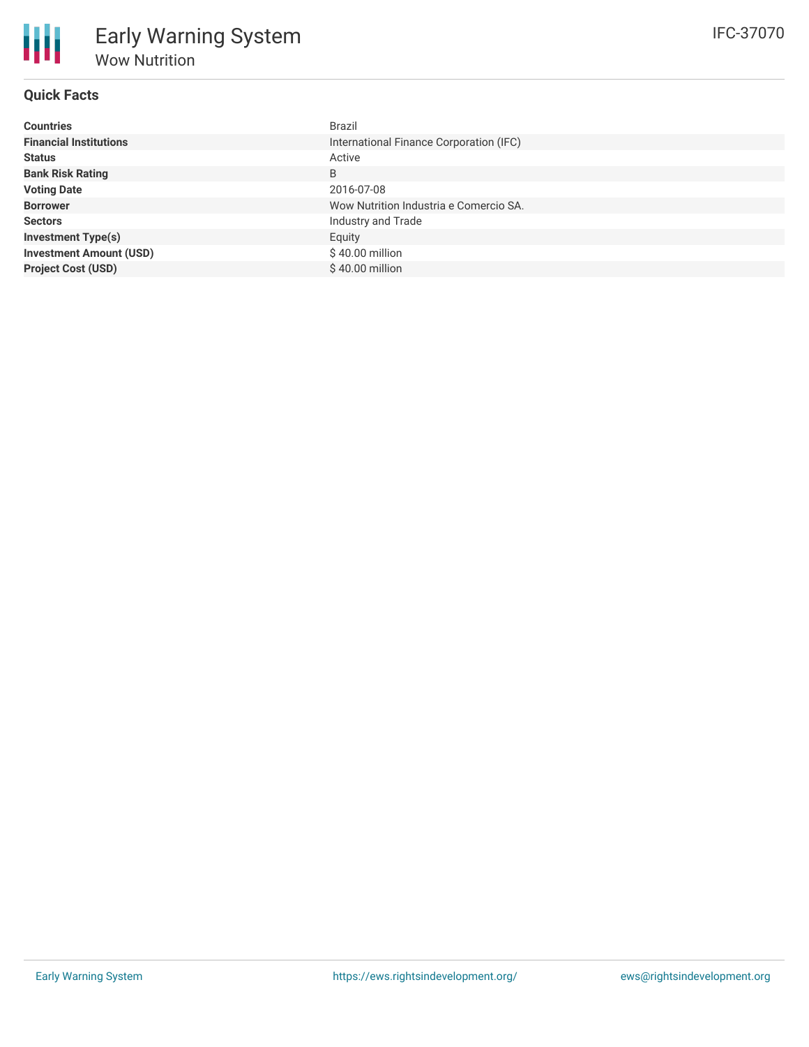# Early Warning System

## Wow Nutrition

IFC-37070

### Quick Facts

| | |
|---|---|
| **Countries** | Brazil |
| **Financial Institutions** | International Finance Corporation (IFC) |
| **Status** | Active |
| **Bank Risk Rating** | B |
| **Voting Date** | 2016-07-08 |
| **Borrower** | Wow Nutrition Industria e Comercio SA. |
| **Sectors** | Industry and Trade |
| **Investment Type(s)** | Equity |
| **Investment Amount (USD)** | $ 40.00 million |
| **Project Cost (USD)** | $ 40.00 million |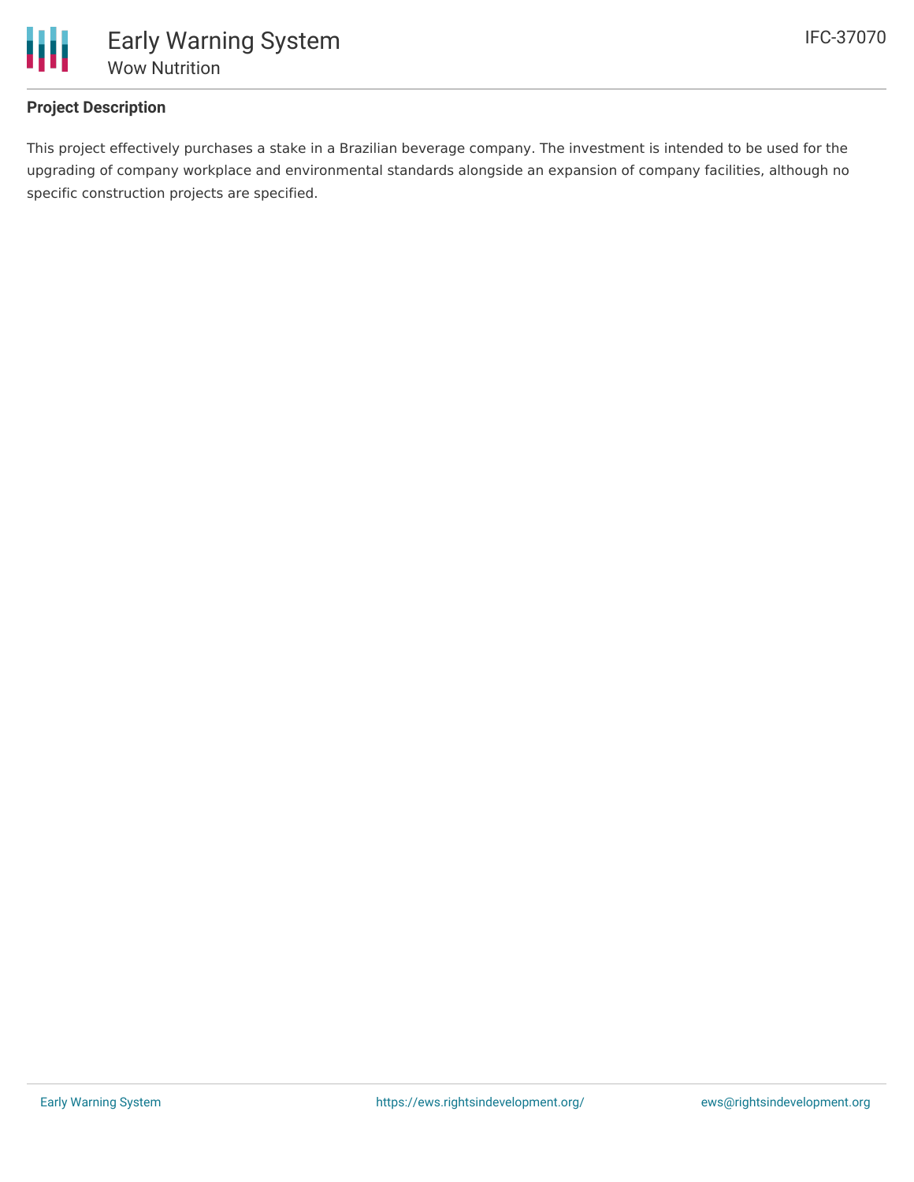## Project Description

This project effectively purchases a stake in a Brazilian beverage company. The investment is intended to be used for the upgrading of company workplace and environmental standards alongside an expansion of company facilities, although no specific construction projects are specified.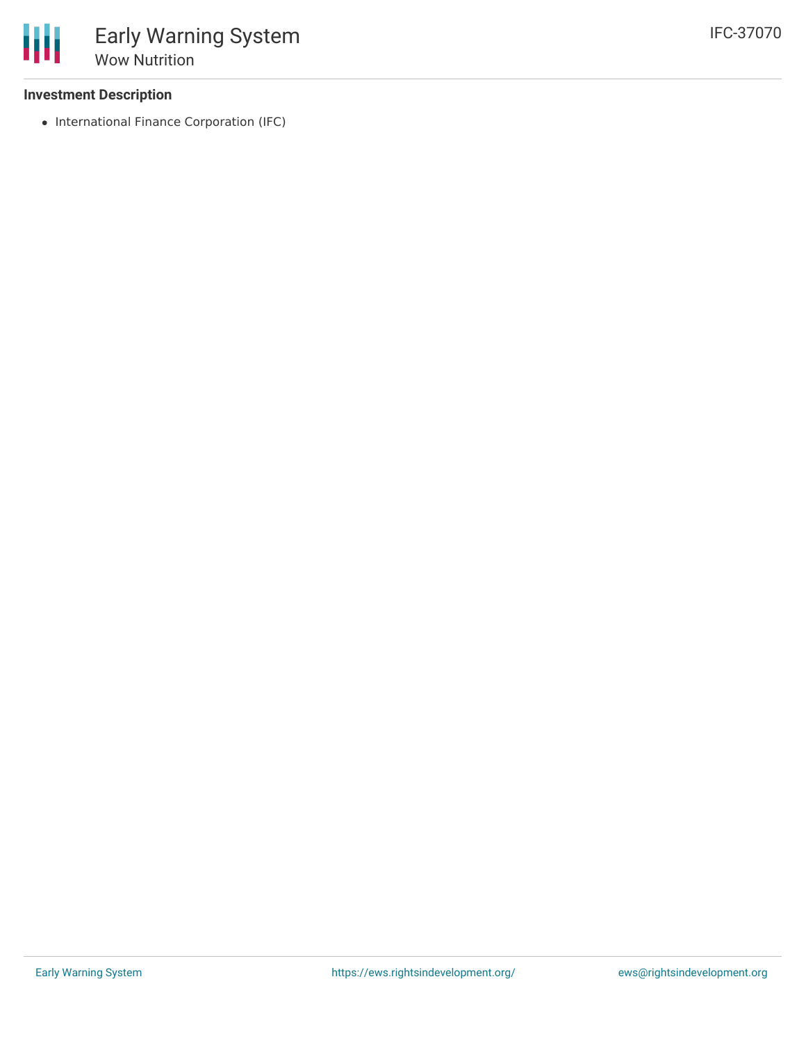## Investment Description

- International Finance Corporation (IFC)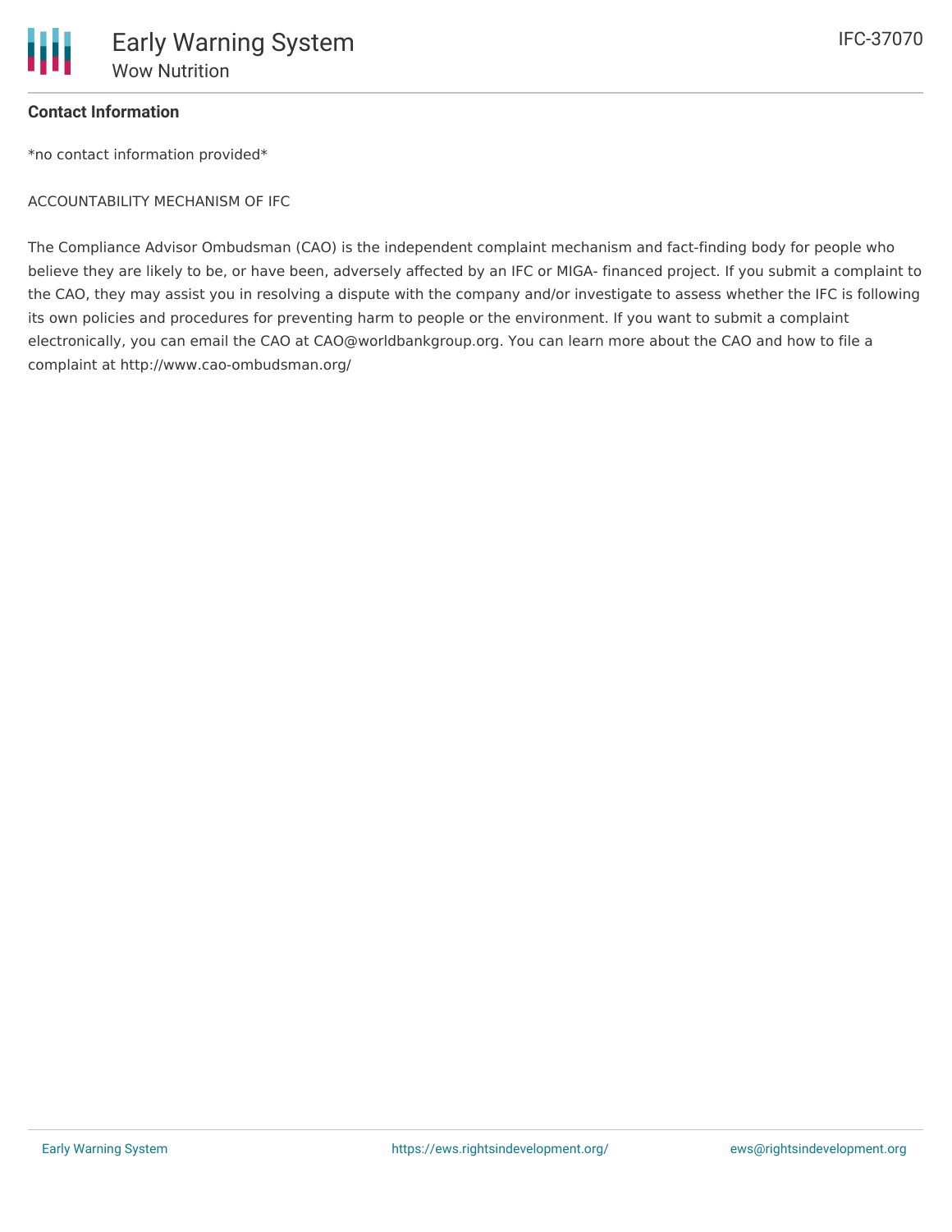**Contact Information**

*no contact information provided*

ACCOUNTABILITY MECHANISM OF IFC

The Compliance Advisor Ombudsman (CAO) is the independent complaint mechanism and fact-finding body for people who believe they are likely to be, or have been, adversely affected by an IFC or MIGA- financed project. If you submit a complaint to the CAO, they may assist you in resolving a dispute with the company and/or investigate to assess whether the IFC is following its own policies and procedures for preventing harm to people or the environment. If you want to submit a complaint electronically, you can email the CAO at CAO@worldbankgroup.org. You can learn more about the CAO and how to file a complaint at http://www.cao-ombudsman.org/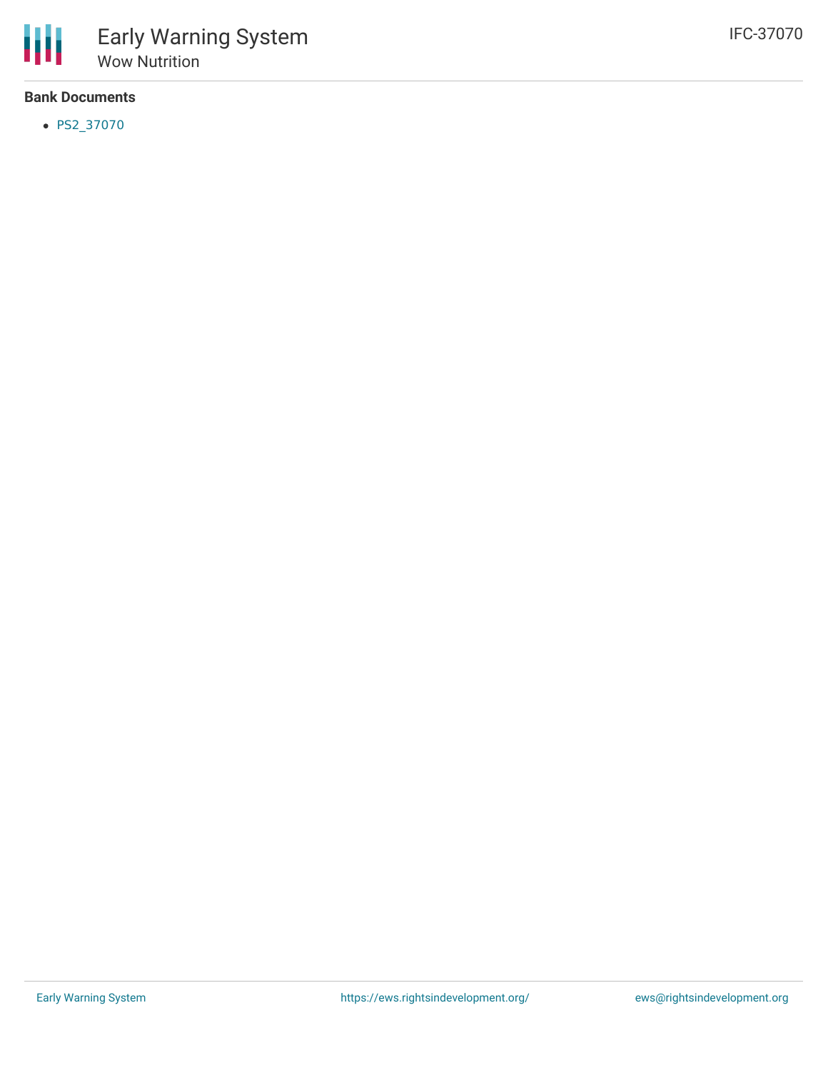**Bank Documents**

- PS2_37070